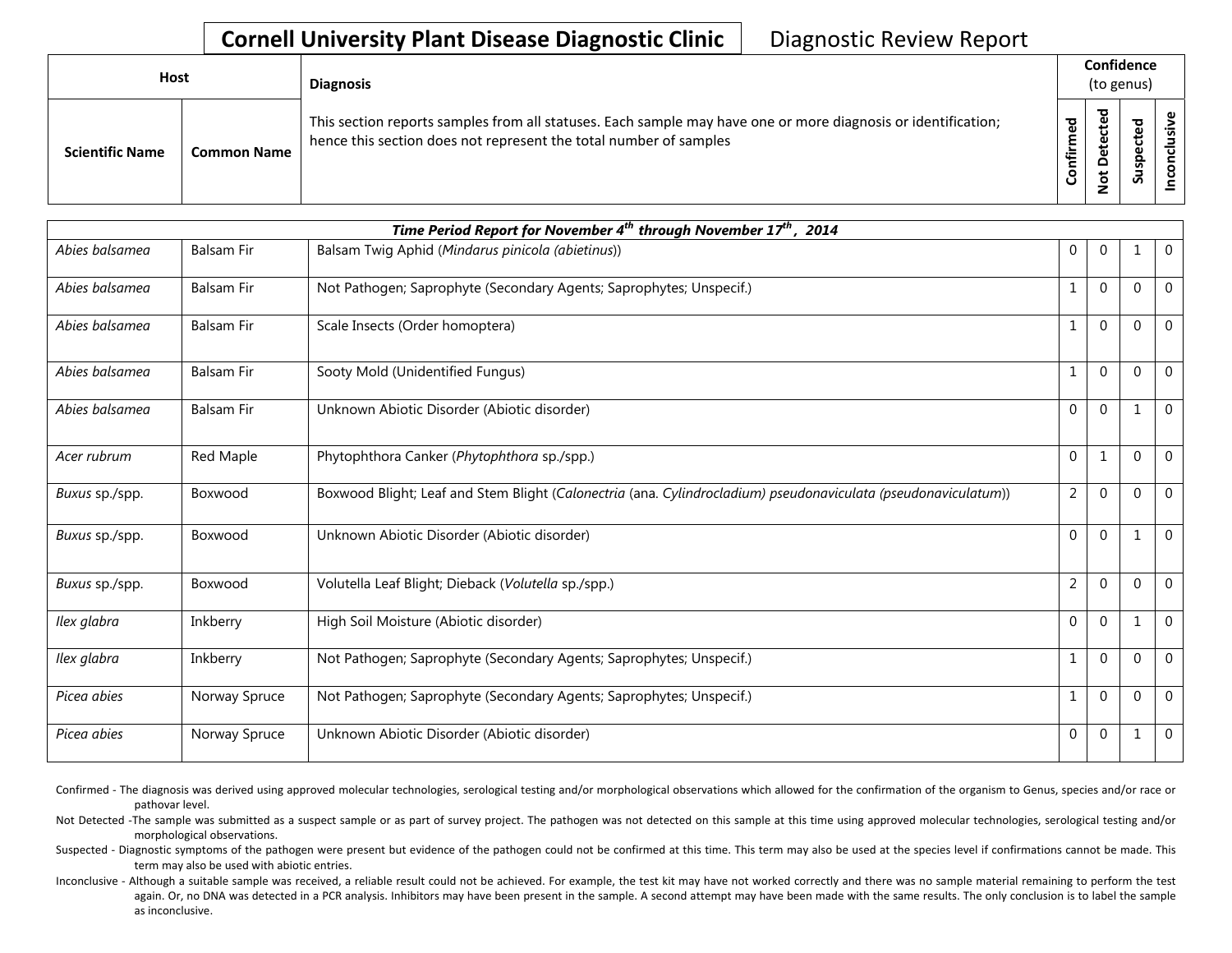# Cornell University Plant Disease Diagnostic Clinic

Diagnostic Review Report

| Host | | Diagnosis | Confidence (to genus) | | | |
|---|---|---|---|---|---|---|
| Scientific Name | Common Name | This section reports samples from all statuses. Each sample may have one or more diagnosis or identification; hence this section does not represent the total number of samples | Confirmed | Not Detected | Suspected | Inconclusive |
| *Time Period Report for November 4th through November 17th, 2014* | | | | | | |
| *Abies balsamea* | Balsam Fir | Balsam Twig Aphid (*Mindarus pinicola (abietinus)*) | 0 | 0 | 1 | 0 |
| *Abies balsamea* | Balsam Fir | Not Pathogen; Saprophyte (Secondary Agents; Saprophytes; Unspecif.) | 1 | 0 | 0 | 0 |
| *Abies balsamea* | Balsam Fir | Scale Insects (Order homoptera) | 1 | 0 | 0 | 0 |
| *Abies balsamea* | Balsam Fir | Sooty Mold (Unidentified Fungus) | 1 | 0 | 0 | 0 |
| *Abies balsamea* | Balsam Fir | Unknown Abiotic Disorder (Abiotic disorder) | 0 | 0 | 1 | 0 |
| *Acer rubrum* | Red Maple | Phytophthora Canker (*Phytophthora* sp./spp.) | 0 | 1 | 0 | 0 |
| *Buxus* sp./spp. | Boxwood | Boxwood Blight; Leaf and Stem Blight (*Calonectria* (ana. *Cylindrocladium) pseudonaviculata (pseudonaviculatum)*) | 2 | 0 | 0 | 0 |
| *Buxus* sp./spp. | Boxwood | Unknown Abiotic Disorder (Abiotic disorder) | 0 | 0 | 1 | 0 |
| *Buxus* sp./spp. | Boxwood | Volutella Leaf Blight; Dieback (*Volutella* sp./spp.) | 2 | 0 | 0 | 0 |
| *Ilex glabra* | Inkberry | High Soil Moisture (Abiotic disorder) | 0 | 0 | 1 | 0 |
| *Ilex glabra* | Inkberry | Not Pathogen; Saprophyte (Secondary Agents; Saprophytes; Unspecif.) | 1 | 0 | 0 | 0 |
| *Picea abies* | Norway Spruce | Not Pathogen; Saprophyte (Secondary Agents; Saprophytes; Unspecif.) | 1 | 0 | 0 | 0 |
| *Picea abies* | Norway Spruce | Unknown Abiotic Disorder (Abiotic disorder) | 0 | 0 | 1 | 0 |

Confirmed - The diagnosis was derived using approved molecular technologies, serological testing and/or morphological observations which allowed for the confirmation of the organism to Genus, species and/or race or pathovar level.

Not Detected -The sample was submitted as a suspect sample or as part of survey project. The pathogen was not detected on this sample at this time using approved molecular technologies, serological testing and/or morphological observations.

Suspected - Diagnostic symptoms of the pathogen were present but evidence of the pathogen could not be confirmed at this time. This term may also be used at the species level if confirmations cannot be made. This term may also be used with abiotic entries.

Inconclusive - Although a suitable sample was received, a reliable result could not be achieved. For example, the test kit may have not worked correctly and there was no sample material remaining to perform the test again. Or, no DNA was detected in a PCR analysis. Inhibitors may have been present in the sample. A second attempt may have been made with the same results. The only conclusion is to label the sample as inconclusive.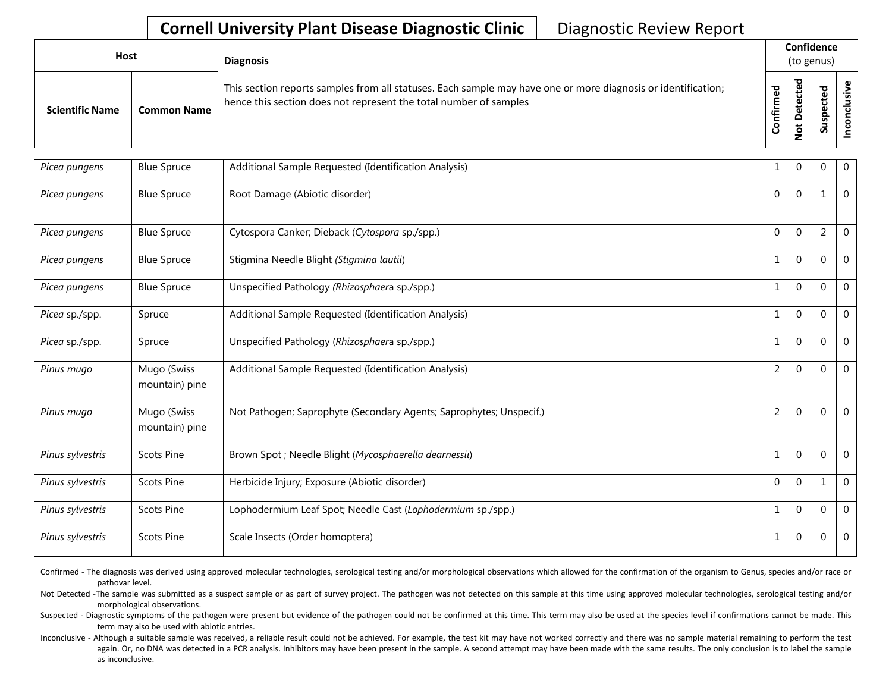**Cornell University Plant Disease Diagnostic Clinic** Diagnostic Review Report

| Host | | Diagnosis | Confidence (to genus) | | | |
|---|---|---|---|---|---|---|
| Scientific Name | Common Name | This section reports samples from all statuses. Each sample may have one or more diagnosis or identification; hence this section does not represent the total number of samples | Confirmed | Not Detected | Suspected | Inconclusive |
| *Picea pungens* | Blue Spruce | Additional Sample Requested (Identification Analysis) | 1 | 0 | 0 | 0 |
| *Picea pungens* | Blue Spruce | Root Damage (Abiotic disorder) | 0 | 0 | 1 | 0 |
| *Picea pungens* | Blue Spruce | Cytospora Canker; Dieback (*Cytospora* sp./spp.) | 0 | 0 | 2 | 0 |
| *Picea pungens* | Blue Spruce | Stigmina Needle Blight (*Stigmina lautii*) | 1 | 0 | 0 | 0 |
| *Picea pungens* | Blue Spruce | Unspecified Pathology (*Rhizosphaera* sp./spp.) | 1 | 0 | 0 | 0 |
| *Picea* sp./spp. | Spruce | Additional Sample Requested (Identification Analysis) | 1 | 0 | 0 | 0 |
| *Picea* sp./spp. | Spruce | Unspecified Pathology (*Rhizosphaera* sp./spp.) | 1 | 0 | 0 | 0 |
| *Pinus mugo* | Mugo (Swiss mountain) pine | Additional Sample Requested (Identification Analysis) | 2 | 0 | 0 | 0 |
| *Pinus mugo* | Mugo (Swiss mountain) pine | Not Pathogen; Saprophyte (Secondary Agents; Saprophytes; Unspecif.) | 2 | 0 | 0 | 0 |
| *Pinus sylvestris* | Scots Pine | Brown Spot ; Needle Blight (*Mycosphaerella dearnessii*) | 1 | 0 | 0 | 0 |
| *Pinus sylvestris* | Scots Pine | Herbicide Injury; Exposure (Abiotic disorder) | 0 | 0 | 1 | 0 |
| *Pinus sylvestris* | Scots Pine | Lophodermium Leaf Spot; Needle Cast (*Lophodermium* sp./spp.) | 1 | 0 | 0 | 0 |
| *Pinus sylvestris* | Scots Pine | Scale Insects (Order homoptera) | 1 | 0 | 0 | 0 |

Confirmed - The diagnosis was derived using approved molecular technologies, serological testing and/or morphological observations which allowed for the confirmation of the organism to Genus, species and/or race or pathovar level.

Not Detected -The sample was submitted as a suspect sample or as part of survey project. The pathogen was not detected on this sample at this time using approved molecular technologies, serological testing and/or morphological observations.

Suspected - Diagnostic symptoms of the pathogen were present but evidence of the pathogen could not be confirmed at this time. This term may also be used at the species level if confirmations cannot be made. This term may also be used with abiotic entries.

Inconclusive - Although a suitable sample was received, a reliable result could not be achieved. For example, the test kit may have not worked correctly and there was no sample material remaining to perform the test again. Or, no DNA was detected in a PCR analysis. Inhibitors may have been present in the sample. A second attempt may have been made with the same results. The only conclusion is to label the sample as inconclusive.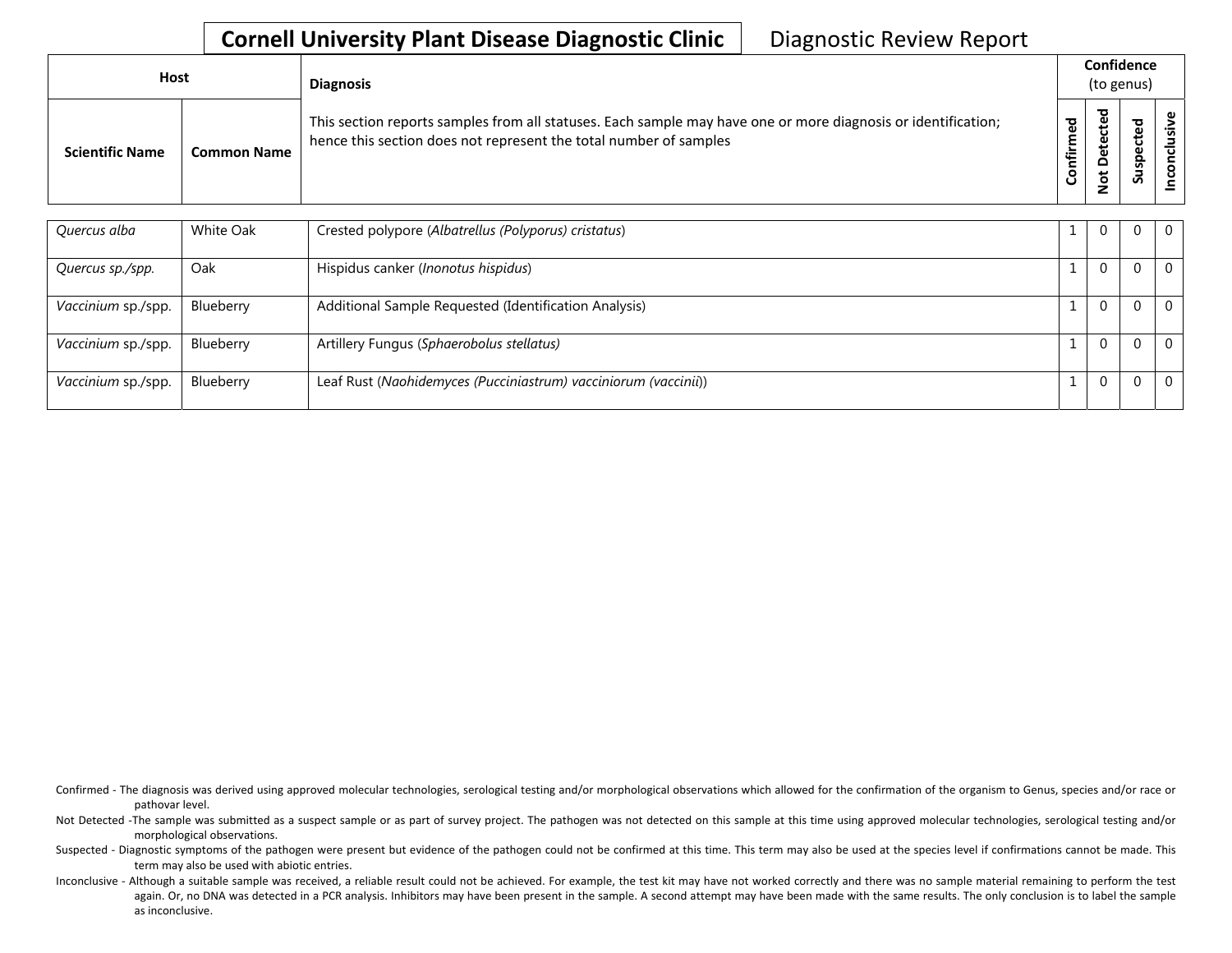# Cornell University Plant Disease Diagnostic Clinic

Diagnostic Review Report

| Host | | Diagnosis | Confidence (to genus) | | | |
|---|---|---|---|---|---|---|
| Scientific Name | Common Name | This section reports samples from all statuses. Each sample may have one or more diagnosis or identification; hence this section does not represent the total number of samples | Confirmed | Not Detected | Suspected | Inconclusive |
| *Quercus alba* | White Oak | Crested polypore (*Albatrellus (Polyporus) cristatus*) | 1 | 0 | 0 | 0 |
| *Quercus sp./spp.* | Oak | Hispidus canker (*Inonotus hispidus*) | 1 | 0 | 0 | 0 |
| *Vaccinium* sp./spp. | Blueberry | Additional Sample Requested (Identification Analysis) | 1 | 0 | 0 | 0 |
| *Vaccinium* sp./spp. | Blueberry | Artillery Fungus (*Sphaerobolus stellatus)* | 1 | 0 | 0 | 0 |
| *Vaccinium* sp./spp. | Blueberry | Leaf Rust (*Naohidemyces (Pucciniastrum) vacciniorum (vaccinii*)) | 1 | 0 | 0 | 0 |

Confirmed - The diagnosis was derived using approved molecular technologies, serological testing and/or morphological observations which allowed for the confirmation of the organism to Genus, species and/or race or pathovar level.

Not Detected -The sample was submitted as a suspect sample or as part of survey project. The pathogen was not detected on this sample at this time using approved molecular technologies, serological testing and/or morphological observations.

Suspected - Diagnostic symptoms of the pathogen were present but evidence of the pathogen could not be confirmed at this time. This term may also be used at the species level if confirmations cannot be made. This term may also be used with abiotic entries.

Inconclusive - Although a suitable sample was received, a reliable result could not be achieved. For example, the test kit may have not worked correctly and there was no sample material remaining to perform the test again. Or, no DNA was detected in a PCR analysis. Inhibitors may have been present in the sample. A second attempt may have been made with the same results. The only conclusion is to label the sample as inconclusive.